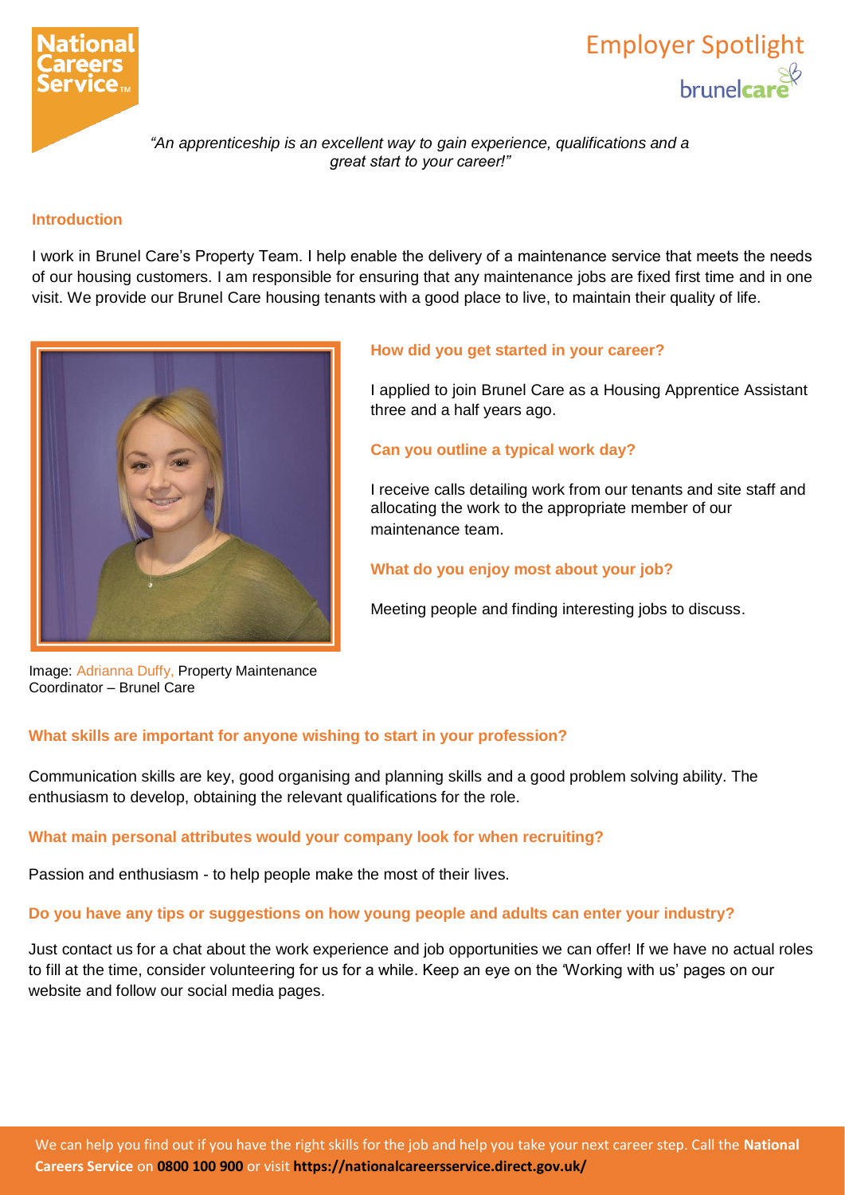# Employer Spotlight

*"An apprenticeship is an excellent way to gain experience, qualifications and a great start to your career!"*

### Introduction

I work in Brunel Care's Property Team. I help enable the delivery of a maintenance service that meets the needs of our housing customers. I am responsible for ensuring that any maintenance jobs are fixed first time and in one visit. We provide our Brunel Care housing tenants with a good place to live, to maintain their quality of life.

Image: Adrianna Duffy, Property Maintenance Coordinator – Brunel Care

### How did you get started in your career?

I applied to join Brunel Care as a Housing Apprentice Assistant three and a half years ago.

### Can you outline a typical work day?

I receive calls detailing work from our tenants and site staff and allocating the work to the appropriate member of our maintenance team.

### What do you enjoy most about your job?

Meeting people and finding interesting jobs to discuss.

### What skills are important for anyone wishing to start in your profession?

Communication skills are key, good organising and planning skills and a good problem solving ability. The enthusiasm to develop, obtaining the relevant qualifications for the role.

### What main personal attributes would your company look for when recruiting?

Passion and enthusiasm - to help people make the most of their lives.

### Do you have any tips or suggestions on how young people and adults can enter your industry?

Just contact us for a chat about the work experience and job opportunities we can offer! If we have no actual roles to fill at the time, consider volunteering for us for a while. Keep an eye on the 'Working with us' pages on our website and follow our social media pages.

We can help you find out if you have the right skills for the job and help you take your next career step. Call the **National Careers Service** on **0800 100 900** or visit **https://nationalcareersservice.direct.gov.uk/**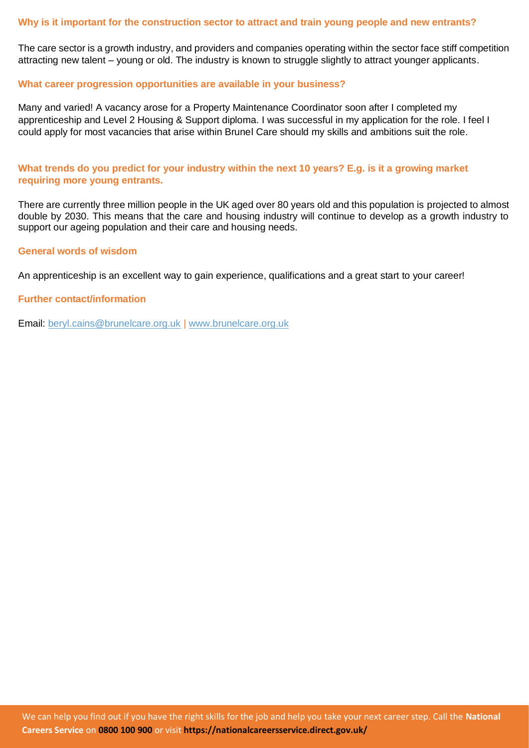### Why is it important for the construction sector to attract and train young people and new entrants?

The care sector is a growth industry, and providers and companies operating within the sector face stiff competition attracting new talent – young or old. The industry is known to struggle slightly to attract younger applicants.

### What career progression opportunities are available in your business?

Many and varied! A vacancy arose for a Property Maintenance Coordinator soon after I completed my apprenticeship and Level 2 Housing & Support diploma. I was successful in my application for the role. I feel I could apply for most vacancies that arise within Brunel Care should my skills and ambitions suit the role.

### What trends do you predict for your industry within the next 10 years? E.g. is it a growing market requiring more young entrants.

There are currently three million people in the UK aged over 80 years old and this population is projected to almost double by 2030. This means that the care and housing industry will continue to develop as a growth industry to support our ageing population and their care and housing needs.

### General words of wisdom

An apprenticeship is an excellent way to gain experience, qualifications and a great start to your career!

### Further contact/information

Email: beryl.cains@brunelcare.org.uk | www.brunelcare.org.uk

We can help you find out if you have the right skills for the job and help you take your next career step. Call the **National Careers Service** on **0800 100 900** or visit **https://nationalcareersservice.direct.gov.uk/**